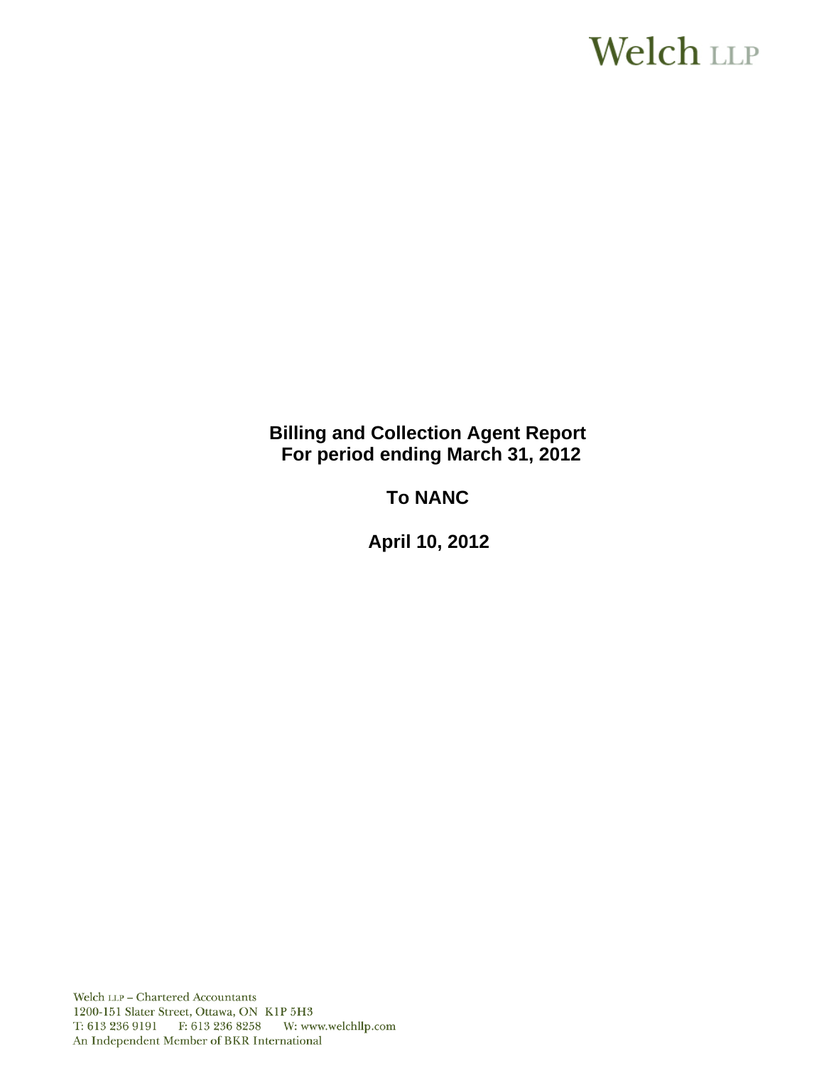Welch LLP

**Billing and Collection Agent Report**
**For period ending March 31, 2012**

**To NANC**

**April 10, 2012**

Welch LLP – Chartered Accountants
1200-151 Slater Street, Ottawa, ON K1P 5H3
T: 613 236 9191 F: 613 236 8258 W: www.welchllp.com
An Independent Member of BKR International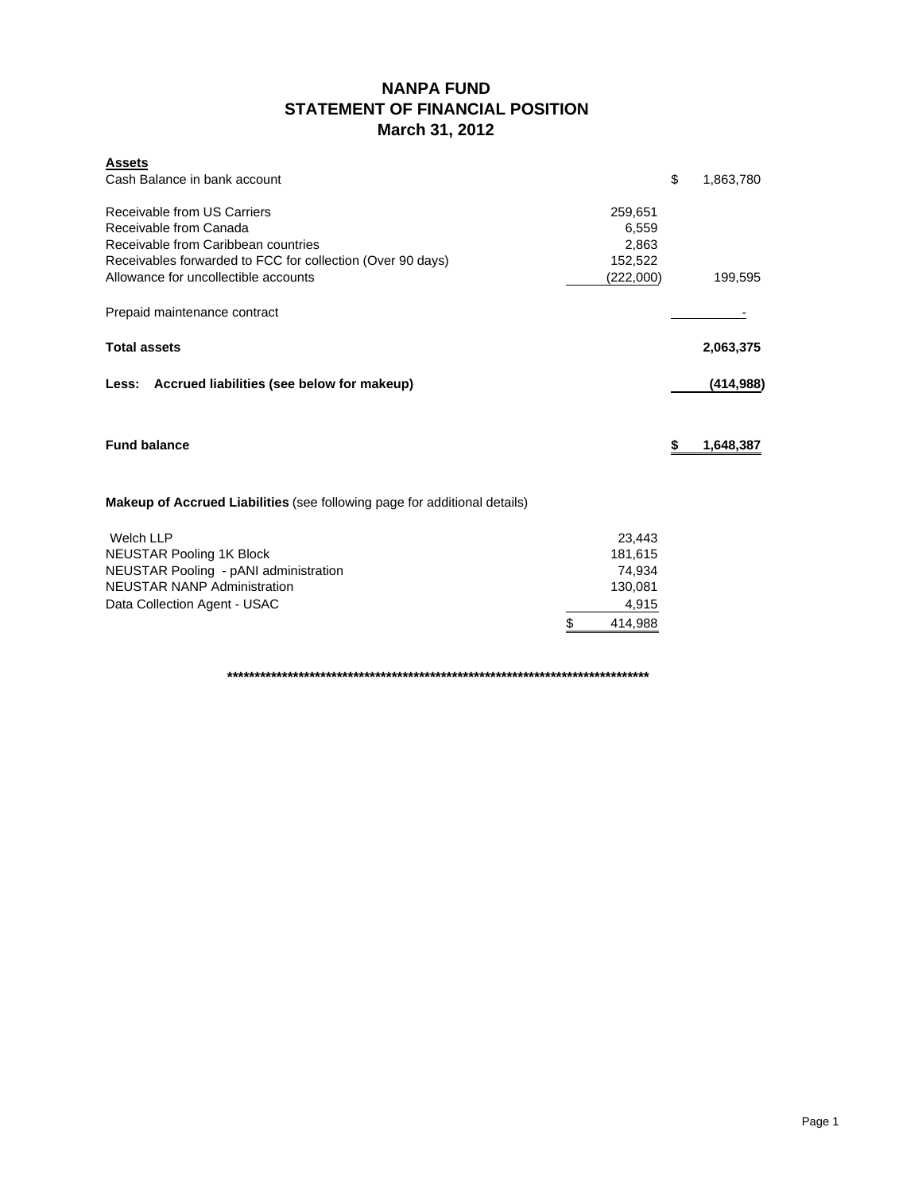# NANPA FUND
## STATEMENT OF FINANCIAL POSITION
### March 31, 2012

| | | |
|---|---|---|
| **Assets** | | |
| Cash Balance in bank account | | $ 1,863,780 |
| | | |
| Receivable from US Carriers | 259,651 | |
| Receivable from Canada | 6,559 | |
| Receivable from Caribbean countries | 2,863 | |
| Receivables forwarded to FCC for collection (Over 90 days) | 152,522 | |
| Allowance for uncollectible accounts | (222,000) | 199,595 |
| | | |
| Prepaid maintenance contract | | - |
| | | |
| **Total assets** | | **2,063,375** |
| | | |
| **Less: Accrued liabilities (see below for makeup)** | | **(414,988)** |
| | | |
| **Fund balance** | | **$ 1,648,387** |

**Makeup of Accrued Liabilities** (see following page for additional details)

| | |
|---|---|
| Welch LLP | 23,443 |
| NEUSTAR Pooling 1K Block | 181,615 |
| NEUSTAR Pooling - pANI administration | 74,934 |
| NEUSTAR NANP Administration | 130,081 |
| Data Collection Agent - USAC | 4,915 |
| | $ 414,988 |

*******************************************************************************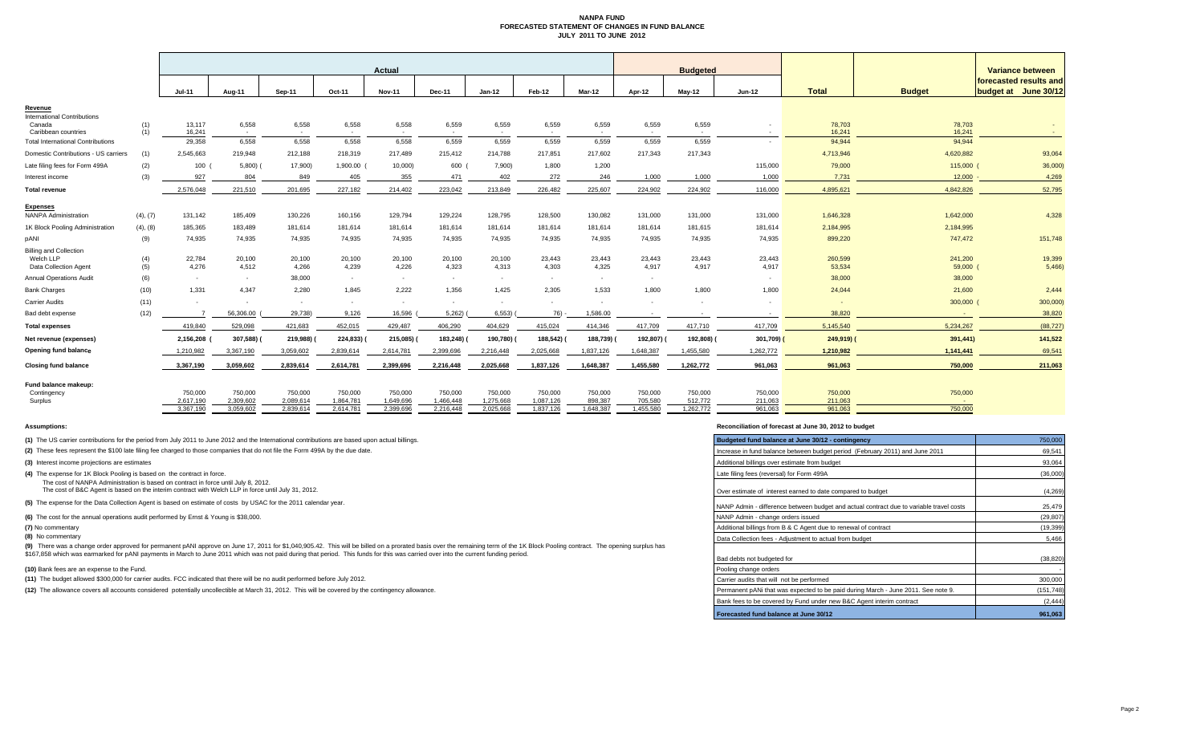# NANPA FUND
## FORECASTED STATEMENT OF CHANGES IN FUND BALANCE
### JULY 2011 TO JUNE 2012

| | | Actual | | | | | | | | | Budgeted | | | | | Variance between forecasted results and budget at June 30/12 |
|---|---|---|---|---|---|---|---|---|---|---|---|---|---|---|---|---|
| | | Jul-11 | Aug-11 | Sep-11 | Oct-11 | Nov-11 | Dec-11 | Jan-12 | Feb-12 | Mar-12 | Apr-12 | May-12 | Jun-12 | Total | Budget | |
| **Revenue** | | | | | | | | | | | | | | | | |
| International Contributions | | | | | | | | | | | | | | | | |
| Canada | (1) | 13,117 | 6,558 | 6,558 | 6,558 | 6,558 | 6,559 | 6,559 | 6,559 | 6,559 | 6,559 | 6,559 | - | 78,703 | 78,703 | - |
| Caribbean countries | (1) | 16,241 | - | - | - | - | - | - | - | - | - | - | - | 16,241 | 16,241 | - |
| Total International Contributions | | 29,358 | 6,558 | 6,558 | 6,558 | 6,558 | 6,559 | 6,559 | 6,559 | 6,559 | 6,559 | 6,559 | - | 94,944 | 94,944 | |
| Domestic Contributions - US carriers | (1) | 2,545,663 | 219,948 | 212,188 | 218,319 | 217,489 | 215,412 | 214,788 | 217,851 | 217,602 | 217,343 | 217,343 | | 4,713,946 | 4,620,882 | 93,064 |
| Late filing fees for Form 499A | (2) | 100 | (5,800) | (17,900) | 1,900.00 | (10,000) | 600 | (7,900) | 1,800 | 1,200 | | | 115,000 | 79,000 | 115,000 | (36,000) |
| Interest income | (3) | 927 | 804 | 849 | 405 | 355 | 471 | 402 | 272 | 246 | 1,000 | 1,000 | 1,000 | 7,731 | 12,000 | - 4,269 |
| **Total revenue** | | 2,576,048 | 221,510 | 201,695 | 227,182 | 214,402 | 223,042 | 213,849 | 226,482 | 225,607 | 224,902 | 224,902 | 116,000 | 4,895,621 | 4,842,826 | 52,795 |
| **Expenses** | | | | | | | | | | | | | | | | |
| NANPA Administration | (4), (7) | 131,142 | 185,409 | 130,226 | 160,156 | 129,794 | 129,224 | 128,795 | 128,500 | 130,082 | 131,000 | 131,000 | 131,000 | 1,646,328 | 1,642,000 | 4,328 |
| 1K Block Pooling Administration | (4), (8) | 185,365 | 183,489 | 181,614 | 181,614 | 181,614 | 181,614 | 181,614 | 181,614 | 181,614 | 181,614 | 181,615 | 181,614 | 2,184,995 | 2,184,995 | |
| pANI | (9) | 74,935 | 74,935 | 74,935 | 74,935 | 74,935 | 74,935 | 74,935 | 74,935 | 74,935 | 74,935 | 74,935 | 74,935 | 899,220 | 747,472 | 151,748 |
| Billing and Collection | | | | | | | | | | | | | | | | |
| Welch LLP | (4) | 22,784 | 20,100 | 20,100 | 20,100 | 20,100 | 20,100 | 20,100 | 23,443 | 23,443 | 23,443 | 23,443 | 23,443 | 260,599 | 241,200 | 19,399 |
| Data Collection Agent | (5) | 4,276 | 4,512 | 4,266 | 4,239 | 4,226 | 4,323 | 4,313 | 4,303 | 4,325 | 4,917 | 4,917 | 4,917 | 53,534 | 59,000 | (5,466) |
| Annual Operations Audit | (6) | - | - | 38,000 | - | - | - | - | - | - | - | - | - | 38,000 | 38,000 | |
| Bank Charges | (10) | 1,331 | 4,347 | 2,280 | 1,845 | 2,222 | 1,356 | 1,425 | 2,305 | 1,533 | 1,800 | 1,800 | 1,800 | 24,044 | 21,600 | 2,444 |
| Carrier Audits | (11) | - | - | - | - | - | - | - | - | - | - | - | - | - | 300,000 | (300,000) |
| Bad debt expense | (12) | 7 | 56,306.00 | (29,738) | 9,126 | 16,596 | (5,262) | (6,553) | (76) | - 1,586.00 | - | - | - | 38,820 | - | 38,820 |
| **Total expenses** | | 419,840 | 529,098 | 421,683 | 452,015 | 429,487 | 406,290 | 404,629 | 415,024 | 414,346 | 417,709 | 417,710 | 417,709 | 5,145,540 | 5,234,267 | (88,727) |
| **Net revenue (expenses)** | | 2,156,208 | (307,588) | (219,988) | (224,833) | (215,085) | (183,248) | (190,780) | (188,542) | (188,739) | (192,807) | (192,808) | (301,709) | (249,919) | (391,441) | 141,522 |
| **Opening fund balance** | | 1,210,982 | 3,367,190 | 3,059,602 | 2,839,614 | 2,614,781 | 2,399,696 | 2,216,448 | 2,025,668 | 1,837,126 | 1,648,387 | 1,455,580 | 1,262,772 | 1,210,982 | 1,141,441 | 69,541 |
| **Closing fund balance** | | 3,367,190 | 3,059,602 | 2,839,614 | 2,614,781 | 2,399,696 | 2,216,448 | 2,025,668 | 1,837,126 | 1,648,387 | 1,455,580 | 1,262,772 | 961,063 | 961,063 | 750,000 | 211,063 |
| **Fund balance makeup:** | | | | | | | | | | | | | | | | |
| Contingency | | 750,000 | 750,000 | 750,000 | 750,000 | 750,000 | 750,000 | 750,000 | 750,000 | 750,000 | 750,000 | 750,000 | 750,000 | 750,000 | 750,000 | |
| Surplus | | 2,617,190 | 2,309,602 | 2,089,614 | 1,864,781 | 1,649,696 | 1,466,448 | 1,275,668 | 1,087,126 | 898,387 | 705,580 | 512,772 | 211,063 | 211,063 | - | |
| | | 3,367,190 | 3,059,602 | 2,839,614 | 2,614,781 | 2,399,696 | 2,216,448 | 2,025,668 | 1,837,126 | 1,648,387 | 1,455,580 | 1,262,772 | 961,063 | 961,063 | 750,000 | |

**Assumptions:**

**(1)** The US carrier contributions for the period from July 2011 to June 2012 and the International contributions are based upon actual billings.

**(2)** These fees represent the $100 late filing fee charged to those companies that do not file the Form 499A by the due date.

**(3)** Interest income projections are estimates

**(4)** The expense for 1K Block Pooling is based on the contract in force.
The cost of NANPA Administration is based on contract in force until July 8, 2012.
The cost of B&C Agent is based on the interim contract with Welch LLP in force until July 31, 2012.

**(5)** The expense for the Data Collection Agent is based on estimate of costs by USAC for the 2011 calendar year.

**(6)** The cost for the annual operations audit performed by Ernst & Young is $38,000.

**(7)** No commentary

**(8)** No commentary

**(9)** There was a change order approved for permanent pANI approve on June 17, 2011 for $1,040,905.42. This will be billed on a prorated basis over the remaining term of the 1K Block Pooling contract. The opening surplus has $167,858 which was earmarked for pANI payments in March to June 2011 which was not paid during that period. This funds for this was carried over into the current funding period.

**(10)** Bank fees are an expense to the Fund.

**(11)** The budget allowed $300,000 for carrier audits. FCC indicated that there will be no audit performed before July 2012.

**(12)** The allowance covers all accounts considered potentially uncollectible at March 31, 2012. This will be covered by the contingency allowance.

**Reconciliation of forecast at June 30, 2012 to budget**

| Budgeted fund balance at June 30/12 - contingency | 750,000 |
|---|---|
| Increase in fund balance between budget period (February 2011) and June 2011 | 69,541 |
| Additional billings over estimate from budget | 93,064 |
| Late filing fees (reversal) for Form 499A | (36,000) |
| Over estimate of interest earned to date compared to budget | (4,269) |
| NANP Admin - difference between budget and actual contract due to variable travel costs | 25,479 |
| NANP Admin - change orders issued | (29,807) |
| Additional billings from B & C Agent due to renewal of contract | (19,399) |
| Data Collection fees - Adjustment to actual from budget | 5,466 |
| Bad debts not budgeted for | (38,820) |
| Pooling change orders | - |
| Carrier audits that will not be performed | 300,000 |
| Permanent pANi that was expected to be paid during March - June 2011. See note 9. | (151,748) |
| Bank fees to be covered by Fund under new B&C Agent interim contract | (2,444) |
| **Forecasted fund balance at June 30/12** | **961,063** |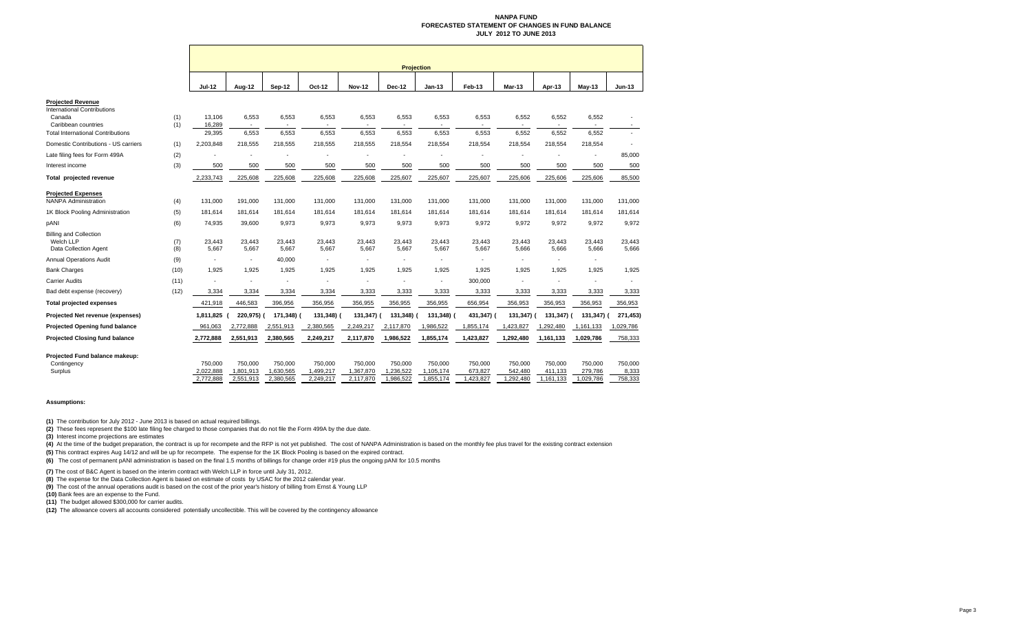# NANPA FUND
## FORECASTED STATEMENT OF CHANGES IN FUND BALANCE
## JULY 2012 TO JUNE 2013

| | | Projection | | | | | | | | | | | |
|---|---|---|---|---|---|---|---|---|---|---|---|---|---|
| | | Jul-12 | Aug-12 | Sep-12 | Oct-12 | Nov-12 | Dec-12 | Jan-13 | Feb-13 | Mar-13 | Apr-13 | May-13 | Jun-13 |
| **Projected Revenue** | | | | | | | | | | | | | |
| International Contributions | | | | | | | | | | | | | |
| Canada | (1) | 13,106 | 6,553 | 6,553 | 6,553 | 6,553 | 6,553 | 6,553 | 6,553 | 6,552 | 6,552 | 6,552 | - |
| Caribbean countries | (1) | 16,289 | - | - | - | - | - | - | - | - | - | - | - |
| Total International Contributions | | 29,395 | 6,553 | 6,553 | 6,553 | 6,553 | 6,553 | 6,553 | 6,553 | 6,552 | 6,552 | 6,552 | - |
| Domestic Contributions - US carriers | (1) | 2,203,848 | 218,555 | 218,555 | 218,555 | 218,555 | 218,554 | 218,554 | 218,554 | 218,554 | 218,554 | 218,554 | - |
| Late filing fees for Form 499A | (2) | - | - | - | - | - | - | - | - | - | - | - | 85,000 |
| Interest income | (3) | 500 | 500 | 500 | 500 | 500 | 500 | 500 | 500 | 500 | 500 | 500 | 500 |
| **Total projected revenue** | | 2,233,743 | 225,608 | 225,608 | 225,608 | 225,608 | 225,607 | 225,607 | 225,607 | 225,606 | 225,606 | 225,606 | 85,500 |
| **Projected Expenses** | | | | | | | | | | | | | |
| NANPA Administration | (4) | 131,000 | 191,000 | 131,000 | 131,000 | 131,000 | 131,000 | 131,000 | 131,000 | 131,000 | 131,000 | 131,000 | 131,000 |
| 1K Block Pooling Administration | (5) | 181,614 | 181,614 | 181,614 | 181,614 | 181,614 | 181,614 | 181,614 | 181,614 | 181,614 | 181,614 | 181,614 | 181,614 |
| pANI | (6) | 74,935 | 39,600 | 9,973 | 9,973 | 9,973 | 9,973 | 9,973 | 9,972 | 9,972 | 9,972 | 9,972 | 9,972 |
| Billing and Collection | | | | | | | | | | | | | |
| Welch LLP | (7) | 23,443 | 23,443 | 23,443 | 23,443 | 23,443 | 23,443 | 23,443 | 23,443 | 23,443 | 23,443 | 23,443 | 23,443 |
| Data Collection Agent | (8) | 5,667 | 5,667 | 5,667 | 5,667 | 5,667 | 5,667 | 5,667 | 5,667 | 5,666 | 5,666 | 5,666 | 5,666 |
| Annual Operations Audit | (9) | - | - | 40,000 | - | - | - | - | - | - | - | - | - |
| Bank Charges | (10) | 1,925 | 1,925 | 1,925 | 1,925 | 1,925 | 1,925 | 1,925 | 1,925 | 1,925 | 1,925 | 1,925 | 1,925 |
| Carrier Audits | (11) | - | - | - | - | - | - | - | 300,000 | - | - | - | - |
| Bad debt expense (recovery) | (12) | 3,334 | 3,334 | 3,334 | 3,334 | 3,333 | 3,333 | 3,333 | 3,333 | 3,333 | 3,333 | 3,333 | 3,333 |
| **Total projected expenses** | | 421,918 | 446,583 | 396,956 | 356,956 | 356,955 | 356,955 | 356,955 | 656,954 | 356,953 | 356,953 | 356,953 | 356,953 |
| **Projected Net revenue (expenses)** | | 1,811,825 | (220,975) | (171,348) | (131,348) | (131,347) | (131,348) | (131,348) | (431,347) | (131,347) | (131,347) | (131,347) | (271,453) |
| **Projected Opening fund balance** | | 961,063 | 2,772,888 | 2,551,913 | 2,380,565 | 2,249,217 | 2,117,870 | 1,986,522 | 1,855,174 | 1,423,827 | 1,292,480 | 1,161,133 | 1,029,786 |
| **Projected Closing fund balance** | | 2,772,888 | 2,551,913 | 2,380,565 | 2,249,217 | 2,117,870 | 1,986,522 | 1,855,174 | 1,423,827 | 1,292,480 | 1,161,133 | 1,029,786 | 758,333 |
| **Projected Fund balance makeup:** | | | | | | | | | | | | | |
| Contingency | | 750,000 | 750,000 | 750,000 | 750,000 | 750,000 | 750,000 | 750,000 | 750,000 | 750,000 | 750,000 | 750,000 | 750,000 |
| Surplus | | 2,022,888 | 1,801,913 | 1,630,565 | 1,499,217 | 1,367,870 | 1,236,522 | 1,105,174 | 673,827 | 542,480 | 411,133 | 279,786 | 8,333 |
| | | 2,772,888 | 2,551,913 | 2,380,565 | 2,249,217 | 2,117,870 | 1,986,522 | 1,855,174 | 1,423,827 | 1,292,480 | 1,161,133 | 1,029,786 | 758,333 |

**Assumptions:**

**(1)** The contribution for July 2012 - June 2013 is based on actual required billings.

**(2)** These fees represent the $100 late filing fee charged to those companies that do not file the Form 499A by the due date.

**(3)** Interest income projections are estimates

**(4)** At the time of the budget preparation, the contract is up for recompete and the RFP is not yet published. The cost of NANPA Administration is based on the monthly fee plus travel for the existing contract extension

**(5)** This contract expires Aug 14/12 and will be up for recompete. The expense for the 1K Block Pooling is based on the expired contract.

**(6)** The cost of permanent pANI administration is based on the final 1.5 months of billings for change order #19 plus the ongoing pANI for 10.5 months

**(7)** The cost of B&C Agent is based on the interim contract with Welch LLP in force until July 31, 2012.

**(8)** The expense for the Data Collection Agent is based on estimate of costs by USAC for the 2012 calendar year.

**(9)** The cost of the annual operations audit is based on the cost of the prior year's history of billing from Ernst & Young LLP

**(10)** Bank fees are an expense to the Fund.

**(11)** The budget allowed $300,000 for carrier audits.

**(12)** The allowance covers all accounts considered potentially uncollectible. This will be covered by the contingency allowance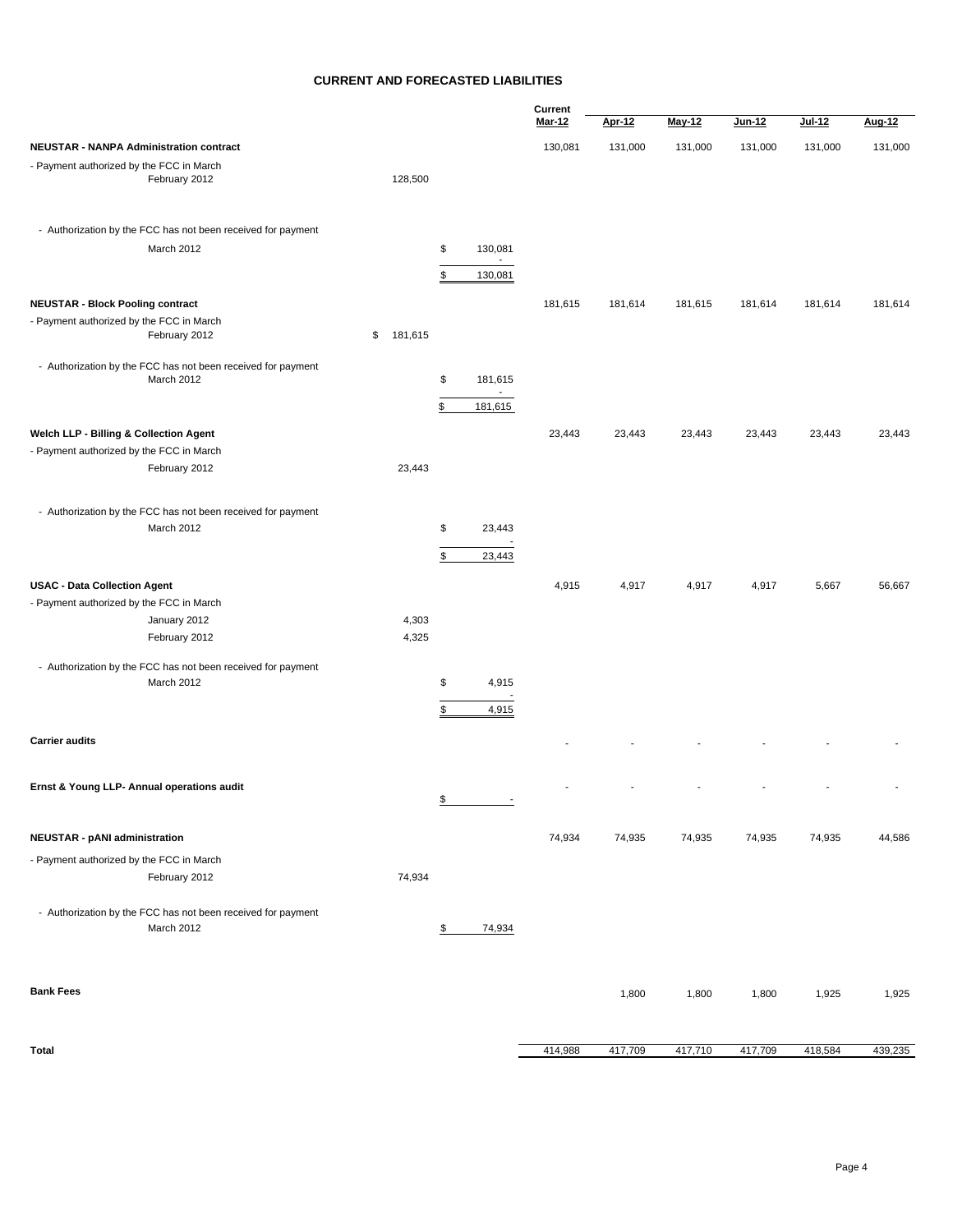## CURRENT AND FORECASTED LIABILITIES

| | | | Current Mar-12 | Apr-12 | May-12 | Jun-12 | Jul-12 | Aug-12 |
|---|---|---|---|---|---|---|---|---|
| **NEUSTAR - NANPA Administration contract** | | | 130,081 | 131,000 | 131,000 | 131,000 | 131,000 | 131,000 |
| - Payment authorized by the FCC in March | | | | | | | | |
| February 2012 | 128,500 | | | | | | | |
| - Authorization by the FCC has not been received for payment | | | | | | | | |
| March 2012 | | $ 130,081 | | | | | | |
| | | - | | | | | | |
| | | $ 130,081 | | | | | | |
| **NEUSTAR - Block Pooling contract** | | | 181,615 | 181,614 | 181,615 | 181,614 | 181,614 | 181,614 |
| - Payment authorized by the FCC in March | | | | | | | | |
| February 2012 | $ 181,615 | | | | | | | |
| - Authorization by the FCC has not been received for payment | | | | | | | | |
| March 2012 | | $ 181,615 | | | | | | |
| | | - | | | | | | |
| | | $ 181,615 | | | | | | |
| **Welch LLP - Billing & Collection Agent** | | | 23,443 | 23,443 | 23,443 | 23,443 | 23,443 | 23,443 |
| - Payment authorized by the FCC in March | | | | | | | | |
| February 2012 | 23,443 | | | | | | | |
| - Authorization by the FCC has not been received for payment | | | | | | | | |
| March 2012 | | $ 23,443 | | | | | | |
| | | - | | | | | | |
| | | $ 23,443 | | | | | | |
| **USAC - Data Collection Agent** | | | 4,915 | 4,917 | 4,917 | 4,917 | 5,667 | 56,667 |
| - Payment authorized by the FCC in March | | | | | | | | |
| January 2012 | 4,303 | | | | | | | |
| February 2012 | 4,325 | | | | | | | |
| - Authorization by the FCC has not been received for payment | | | | | | | | |
| March 2012 | | $ 4,915 | | | | | | |
| | | - | | | | | | |
| | | $ 4,915 | | | | | | |
| **Carrier audits** | | | - | - | - | - | - | - |
| **Ernst & Young LLP- Annual operations audit** | | $ - | - | - | - | - | - | - |
| **NEUSTAR - pANI administration** | | | 74,934 | 74,935 | 74,935 | 74,935 | 74,935 | 44,586 |
| - Payment authorized by the FCC in March | | | | | | | | |
| February 2012 | 74,934 | | | | | | | |
| - Authorization by the FCC has not been received for payment | | | | | | | | |
| March 2012 | | $ 74,934 | | | | | | |
| **Bank Fees** | | | | 1,800 | 1,800 | 1,800 | 1,925 | 1,925 |
| **Total** | | | 414,988 | 417,709 | 417,710 | 417,709 | 418,584 | 439,235 |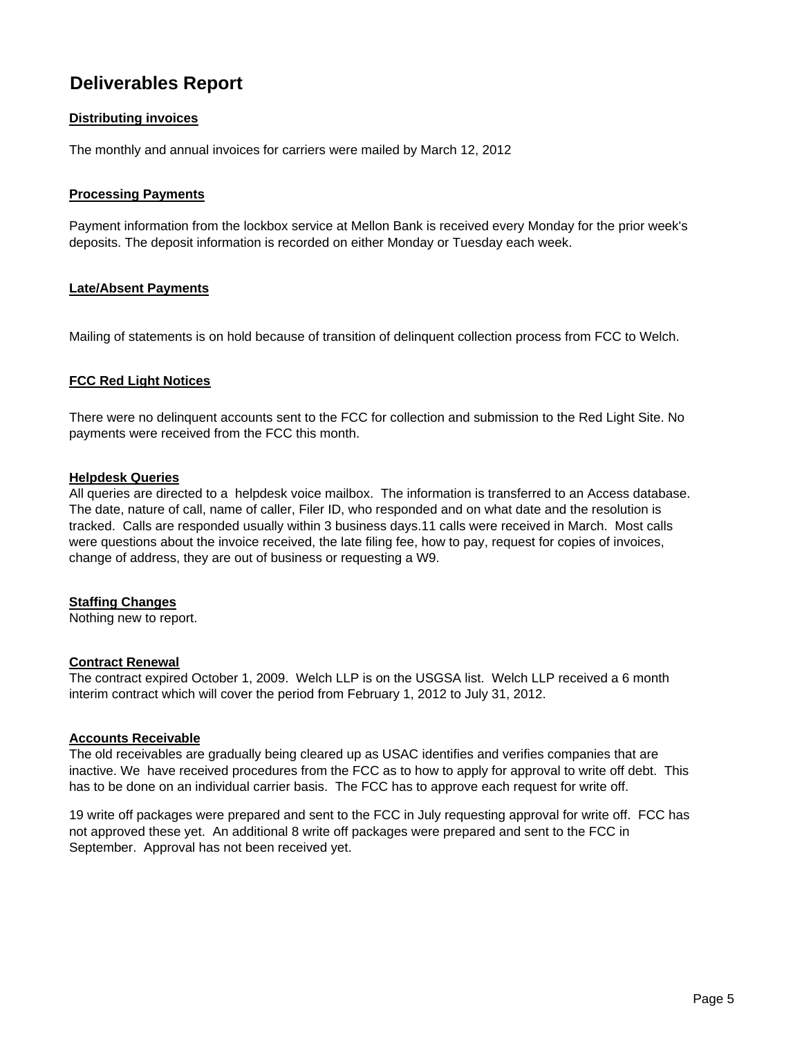# Deliverables Report

**Distributing invoices**

The monthly and annual invoices for carriers were mailed by March 12, 2012

**Processing Payments**

Payment information from the lockbox service at Mellon Bank is received every Monday for the prior week's deposits. The deposit information is recorded on either Monday or Tuesday each week.

**Late/Absent Payments**

Mailing of statements is on hold because of transition of delinquent collection process from FCC to Welch.

**FCC Red Light Notices**

There were no delinquent accounts sent to the FCC for collection and submission to the Red Light Site. No payments were received from the FCC this month.

**Helpdesk Queries**

All queries are directed to a helpdesk voice mailbox. The information is transferred to an Access database. The date, nature of call, name of caller, Filer ID, who responded and on what date and the resolution is tracked. Calls are responded usually within 3 business days.11 calls were received in March. Most calls were questions about the invoice received, the late filing fee, how to pay, request for copies of invoices, change of address, they are out of business or requesting a W9.

**Staffing Changes**

Nothing new to report.

**Contract Renewal**

The contract expired October 1, 2009. Welch LLP is on the USGSA list. Welch LLP received a 6 month interim contract which will cover the period from February 1, 2012 to July 31, 2012.

**Accounts Receivable**

The old receivables are gradually being cleared up as USAC identifies and verifies companies that are inactive. We have received procedures from the FCC as to how to apply for approval to write off debt. This has to be done on an individual carrier basis. The FCC has to approve each request for write off.

19 write off packages were prepared and sent to the FCC in July requesting approval for write off. FCC has not approved these yet. An additional 8 write off packages were prepared and sent to the FCC in September. Approval has not been received yet.